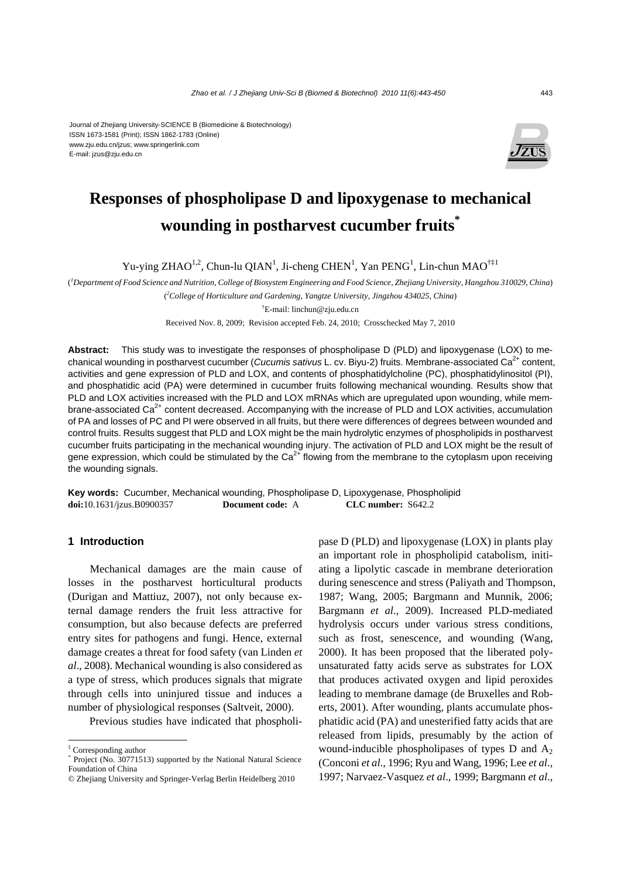Journal of Zhejiang University-SCIENCE B (Biomedicine & Biotechnology)
ISSN 1673-1581 (Print); ISSN 1862-1783 (Online)
www.zju.edu.cn/jzus; www.springerlink.com
E-mail: jzus@zju.edu.cn

# Responses of phospholipase D and lipoxygenase to mechanical wounding in postharvest cucumber fruits*

Yu-ying ZHAO[1,2], Chun-lu QIAN[1], Ji-cheng CHEN[1], Yan PENG[1], Lin-chun MAO[†‡1]

([1]*Department of Food Science and Nutrition, College of Biosystem Engineering and Food Science, Zhejiang University, Hangzhou 310029, China*)

([2]*College of Horticulture and Gardening, Yangtze University, Jingzhou 434025, China*)

[†]E-mail: linchun@zju.edu.cn

Received Nov. 8, 2009; Revision accepted Feb. 24, 2010; Crosschecked May 7, 2010

**Abstract:** This study was to investigate the responses of phospholipase D (PLD) and lipoxygenase (LOX) to mechanical wounding in postharvest cucumber (*Cucumis sativus* L. cv. Biyu-2) fruits. Membrane-associated $Ca^{2+}$ content, activities and gene expression of PLD and LOX, and contents of phosphatidylcholine (PC), phosphatidylinositol (PI), and phosphatidic acid (PA) were determined in cucumber fruits following mechanical wounding. Results show that PLD and LOX activities increased with the PLD and LOX mRNAs which are upregulated upon wounding, while membrane-associated $Ca^{2+}$ content decreased. Accompanying with the increase of PLD and LOX activities, accumulation of PA and losses of PC and PI were observed in all fruits, but there were differences of degrees between wounded and control fruits. Results suggest that PLD and LOX might be the main hydrolytic enzymes of phospholipids in postharvest cucumber fruits participating in the mechanical wounding injury. The activation of PLD and LOX might be the result of gene expression, which could be stimulated by the $Ca^{2+}$ flowing from the membrane to the cytoplasm upon receiving the wounding signals.

**Key words:** Cucumber, Mechanical wounding, Phospholipase D, Lipoxygenase, Phospholipid
**doi:**10.1631/jzus.B0900357 **Document code:** A **CLC number:** S642.2

## 1 Introduction

Mechanical damages are the main cause of losses in the postharvest horticultural products (Durigan and Mattiuz, 2007), not only because external damage renders the fruit less attractive for consumption, but also because defects are preferred entry sites for pathogens and fungi. Hence, external damage creates a threat for food safety (van Linden *et al*., 2008). Mechanical wounding is also considered as a type of stress, which produces signals that migrate through cells into uninjured tissue and induces a number of physiological responses (Saltveit, 2000).

Previous studies have indicated that phospholipase D (PLD) and lipoxygenase (LOX) in plants play an important role in phospholipid catabolism, initiating a lipolytic cascade in membrane deterioration during senescence and stress (Paliyath and Thompson, 1987; Wang, 2005; Bargmann and Munnik, 2006; Bargmann *et al*., 2009). Increased PLD-mediated hydrolysis occurs under various stress conditions, such as frost, senescence, and wounding (Wang, 2000). It has been proposed that the liberated polyunsaturated fatty acids serve as substrates for LOX that produces activated oxygen and lipid peroxides leading to membrane damage (de Bruxelles and Roberts, 2001). After wounding, plants accumulate phosphatidic acid (PA) and unesterified fatty acids that are released from lipids, presumably by the action of wound-inducible phospholipases of types D and $A_2$ (Conconi *et al*., 1996; Ryu and Wang, 1996; Lee *et al*., 1997; Narvaez-Vasquez *et al*., 1999; Bargmann *et al*.,

‡ Corresponding author
\* Project (No. 30771513) supported by the National Natural Science Foundation of China
© Zhejiang University and Springer-Verlag Berlin Heidelberg 2010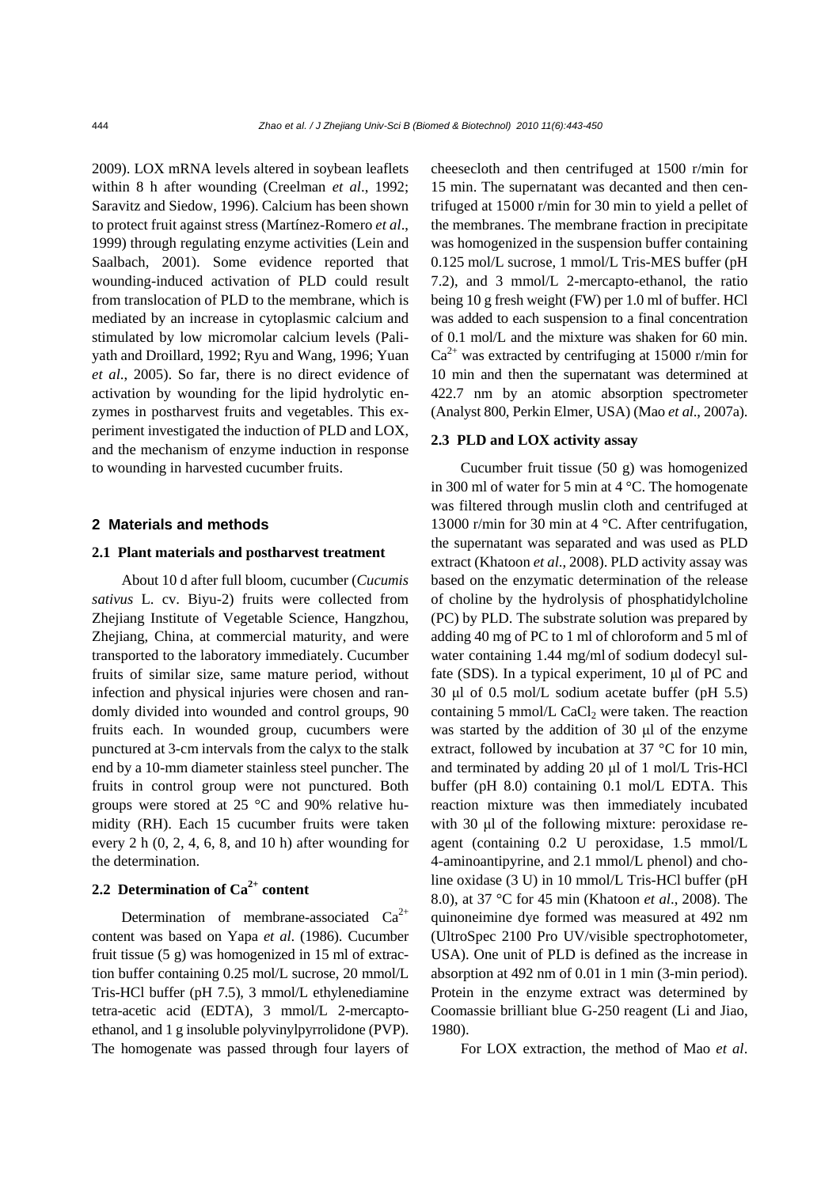2009). LOX mRNA levels altered in soybean leaflets within 8 h after wounding (Creelman *et al*., 1992; Saravitz and Siedow, 1996). Calcium has been shown to protect fruit against stress (Martínez-Romero *et al*., 1999) through regulating enzyme activities (Lein and Saalbach, 2001). Some evidence reported that wounding-induced activation of PLD could result from translocation of PLD to the membrane, which is mediated by an increase in cytoplasmic calcium and stimulated by low micromolar calcium levels (Paliyath and Droillard, 1992; Ryu and Wang, 1996; Yuan *et al*., 2005). So far, there is no direct evidence of activation by wounding for the lipid hydrolytic enzymes in postharvest fruits and vegetables. This experiment investigated the induction of PLD and LOX, and the mechanism of enzyme induction in response to wounding in harvested cucumber fruits.

## 2 Materials and methods

### 2.1 Plant materials and postharvest treatment

About 10 d after full bloom, cucumber (*Cucumis sativus* L. cv. Biyu-2) fruits were collected from Zhejiang Institute of Vegetable Science, Hangzhou, Zhejiang, China, at commercial maturity, and were transported to the laboratory immediately. Cucumber fruits of similar size, same mature period, without infection and physical injuries were chosen and randomly divided into wounded and control groups, 90 fruits each. In wounded group, cucumbers were punctured at 3-cm intervals from the calyx to the stalk end by a 10-mm diameter stainless steel puncher. The fruits in control group were not punctured. Both groups were stored at 25 °C and 90% relative humidity (RH). Each 15 cucumber fruits were taken every 2 h (0, 2, 4, 6, 8, and 10 h) after wounding for the determination.

### 2.2 Determination of $Ca^{2+}$ content

Determination of membrane-associated $Ca^{2+}$ content was based on Yapa *et al.* (1986). Cucumber fruit tissue (5 g) was homogenized in 15 ml of extraction buffer containing 0.25 mol/L sucrose, 20 mmol/L Tris-HCl buffer (pH 7.5), 3 mmol/L ethylenediamine tetra-acetic acid (EDTA), 3 mmol/L 2-mercapto-ethanol, and 1 g insoluble polyvinylpyrrolidone (PVP). The homogenate was passed through four layers of cheesecloth and then centrifuged at 1500 r/min for 15 min. The supernatant was decanted and then centrifuged at 15000 r/min for 30 min to yield a pellet of the membranes. The membrane fraction in precipitate was homogenized in the suspension buffer containing 0.125 mol/L sucrose, 1 mmol/L Tris-MES buffer (pH 7.2), and 3 mmol/L 2-mercapto-ethanol, the ratio being 10 g fresh weight (FW) per 1.0 ml of buffer. HCl was added to each suspension to a final concentration of 0.1 mol/L and the mixture was shaken for 60 min. $Ca^{2+}$ was extracted by centrifuging at 15000 r/min for 10 min and then the supernatant was determined at 422.7 nm by an atomic absorption spectrometer (Analyst 800, Perkin Elmer, USA) (Mao *et al*., 2007a).

### 2.3 PLD and LOX activity assay

Cucumber fruit tissue (50 g) was homogenized in 300 ml of water for 5 min at 4 °C. The homogenate was filtered through muslin cloth and centrifuged at 13000 r/min for 30 min at 4 °C. After centrifugation, the supernatant was separated and was used as PLD extract (Khatoon *et al*., 2008). PLD activity assay was based on the enzymatic determination of the release of choline by the hydrolysis of phosphatidylcholine (PC) by PLD. The substrate solution was prepared by adding 40 mg of PC to 1 ml of chloroform and 5 ml of water containing 1.44 mg/ml of sodium dodecyl sulfate (SDS). In a typical experiment, 10 μl of PC and 30 μl of 0.5 mol/L sodium acetate buffer (pH 5.5) containing 5 mmol/L $CaCl_2$ were taken. The reaction was started by the addition of 30 μl of the enzyme extract, followed by incubation at 37 °C for 10 min, and terminated by adding 20 μl of 1 mol/L Tris-HCl buffer (pH 8.0) containing 0.1 mol/L EDTA. This reaction mixture was then immediately incubated with 30 μl of the following mixture: peroxidase reagent (containing 0.2 U peroxidase, 1.5 mmol/L 4-aminoantipyrine, and 2.1 mmol/L phenol) and choline oxidase (3 U) in 10 mmol/L Tris-HCl buffer (pH 8.0), at 37 °C for 45 min (Khatoon *et al*., 2008). The quinoneimine dye formed was measured at 492 nm (UltroSpec 2100 Pro UV/visible spectrophotometer, USA). One unit of PLD is defined as the increase in absorption at 492 nm of 0.01 in 1 min (3-min period). Protein in the enzyme extract was determined by Coomassie brilliant blue G-250 reagent (Li and Jiao, 1980).

For LOX extraction, the method of Mao *et al*.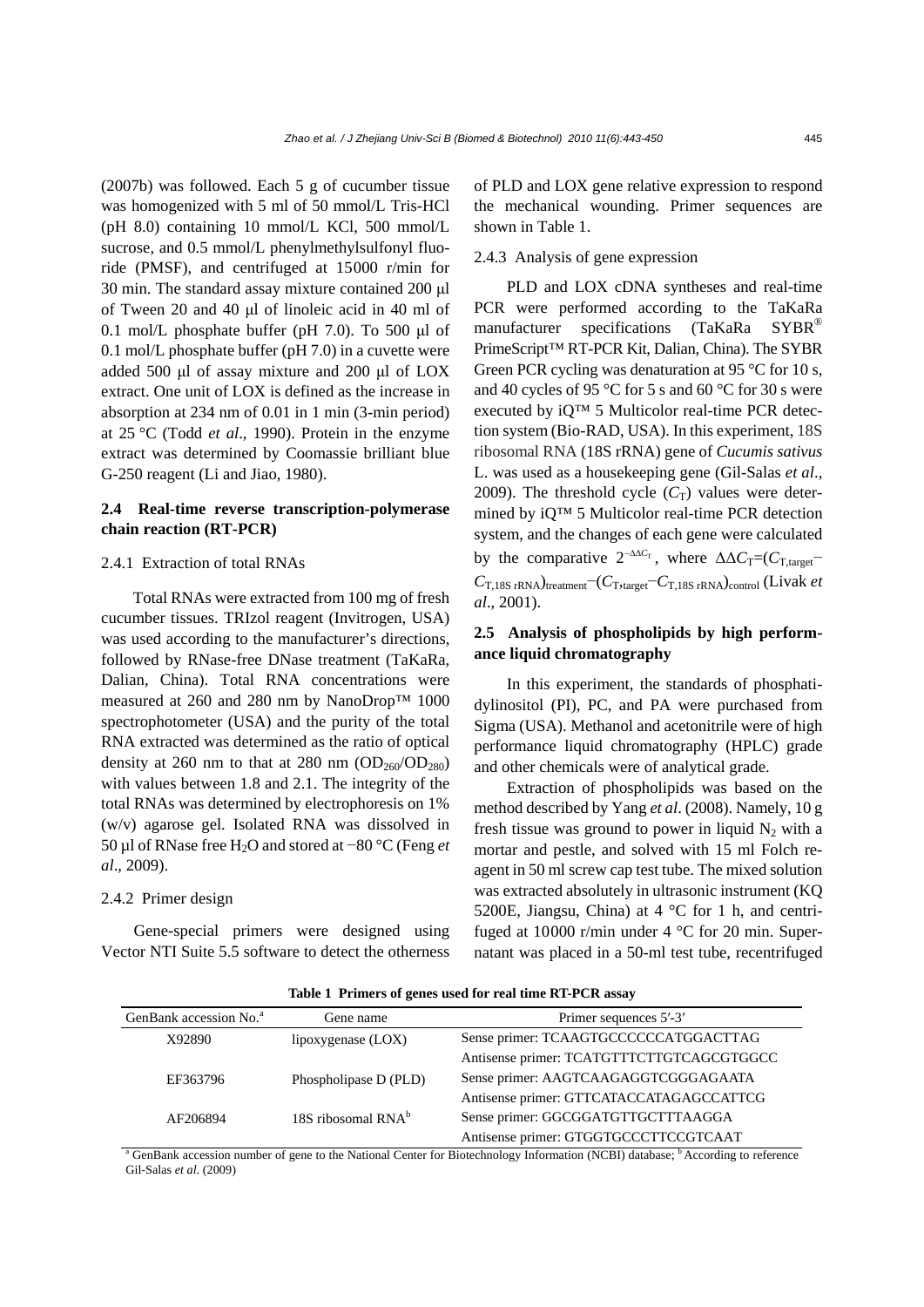(2007b) was followed. Each 5 g of cucumber tissue was homogenized with 5 ml of 50 mmol/L Tris-HCl (pH 8.0) containing 10 mmol/L KCl, 500 mmol/L sucrose, and 0.5 mmol/L phenylmethylsulfonyl fluoride (PMSF), and centrifuged at 15000 r/min for 30 min. The standard assay mixture contained 200 μl of Tween 20 and 40 μl of linoleic acid in 40 ml of 0.1 mol/L phosphate buffer (pH 7.0). To 500 μl of 0.1 mol/L phosphate buffer (pH 7.0) in a cuvette were added 500 μl of assay mixture and 200 μl of LOX extract. One unit of LOX is defined as the increase in absorption at 234 nm of 0.01 in 1 min (3-min period) at 25 °C (Todd *et al*., 1990). Protein in the enzyme extract was determined by Coomassie brilliant blue G-250 reagent (Li and Jiao, 1980).

### 2.4 Real-time reverse transcription-polymerase chain reaction (RT-PCR)

#### 2.4.1 Extraction of total RNAs

Total RNAs were extracted from 100 mg of fresh cucumber tissues. TRIzol reagent (Invitrogen, USA) was used according to the manufacturer's directions, followed by RNase-free DNase treatment (TaKaRa, Dalian, China). Total RNA concentrations were measured at 260 and 280 nm by NanoDrop™ 1000 spectrophotometer (USA) and the purity of the total RNA extracted was determined as the ratio of optical density at 260 nm to that at 280 nm ($OD_{260}/OD_{280}$) with values between 1.8 and 2.1. The integrity of the total RNAs was determined by electrophoresis on 1% (w/v) agarose gel. Isolated RNA was dissolved in 50 μl of RNase free $H_2O$ and stored at −80 °C (Feng *et al*., 2009).

#### 2.4.2 Primer design

Gene-special primers were designed using Vector NTI Suite 5.5 software to detect the otherness of PLD and LOX gene relative expression to respond the mechanical wounding. Primer sequences are shown in Table 1.

#### 2.4.3 Analysis of gene expression

PLD and LOX cDNA syntheses and real-time PCR were performed according to the TaKaRa manufacturer specifications (TaKaRa SYBR® PrimeScript™ RT-PCR Kit, Dalian, China). The SYBR Green PCR cycling was denaturation at 95 °C for 10 s, and 40 cycles of 95 °C for 5 s and 60 °C for 30 s were executed by iQ™ 5 Multicolor real-time PCR detection system (Bio-RAD, USA). In this experiment, 18S ribosomal RNA (18S rRNA) gene of *Cucumis sativus* L. was used as a housekeeping gene (Gil-Salas *et al*., 2009). The threshold cycle ($C_T$) values were determined by iQ™ 5 Multicolor real-time PCR detection system, and the changes of each gene were calculated by the comparative $2^{-\Delta\Delta C_T}$, where $\Delta\Delta C_T=(C_{T,\text{target}}-C_{T,\text{18S rRNA}})_{\text{treatment}}-(C_{T,\text{target}}-C_{T,\text{18S rRNA}})_{\text{control}}$ (Livak *et al*., 2001).

### 2.5 Analysis of phospholipids by high performance liquid chromatography

In this experiment, the standards of phosphatidylinositol (PI), PC, and PA were purchased from Sigma (USA). Methanol and acetonitrile were of high performance liquid chromatography (HPLC) grade and other chemicals were of analytical grade.

Extraction of phospholipids was based on the method described by Yang *et al*. (2008). Namely, 10 g fresh tissue was ground to power in liquid $N_2$ with a mortar and pestle, and solved with 15 ml Folch reagent in 50 ml screw cap test tube. The mixed solution was extracted absolutely in ultrasonic instrument (KQ 5200E, Jiangsu, China) at 4 °C for 1 h, and centrifuged at 10000 r/min under 4 °C for 20 min. Supernatant was placed in a 50-ml test tube, recentrifuged

**Table 1 Primers of genes used for real time RT-PCR assay**

| GenBank accession No.[a] | Gene name | Primer sequences 5′-3′ |
|---|---|---|
| X92890 | lipoxygenase (LOX) | Sense primer: TCAAGTGCCCCCCATGGACTTAG |
| | | Antisense primer: TCATGTTTCTTGTCAGCGTGGCC |
| EF363796 | Phospholipase D (PLD) | Sense primer: AAGTCAAGAGGTCGGGAGAATA |
| | | Antisense primer: GTTCATACCATAGAGCCATTCG |
| AF206894 | 18S ribosomal RNA[b] | Sense primer: GGCGGATGTTGCTTTAAGGA |
| | | Antisense primer: GTGGTGCCCTTCCGTCAAT |

[a] GenBank accession number of gene to the National Center for Biotechnology Information (NCBI) database; [b] According to reference Gil-Salas *et al.* (2009)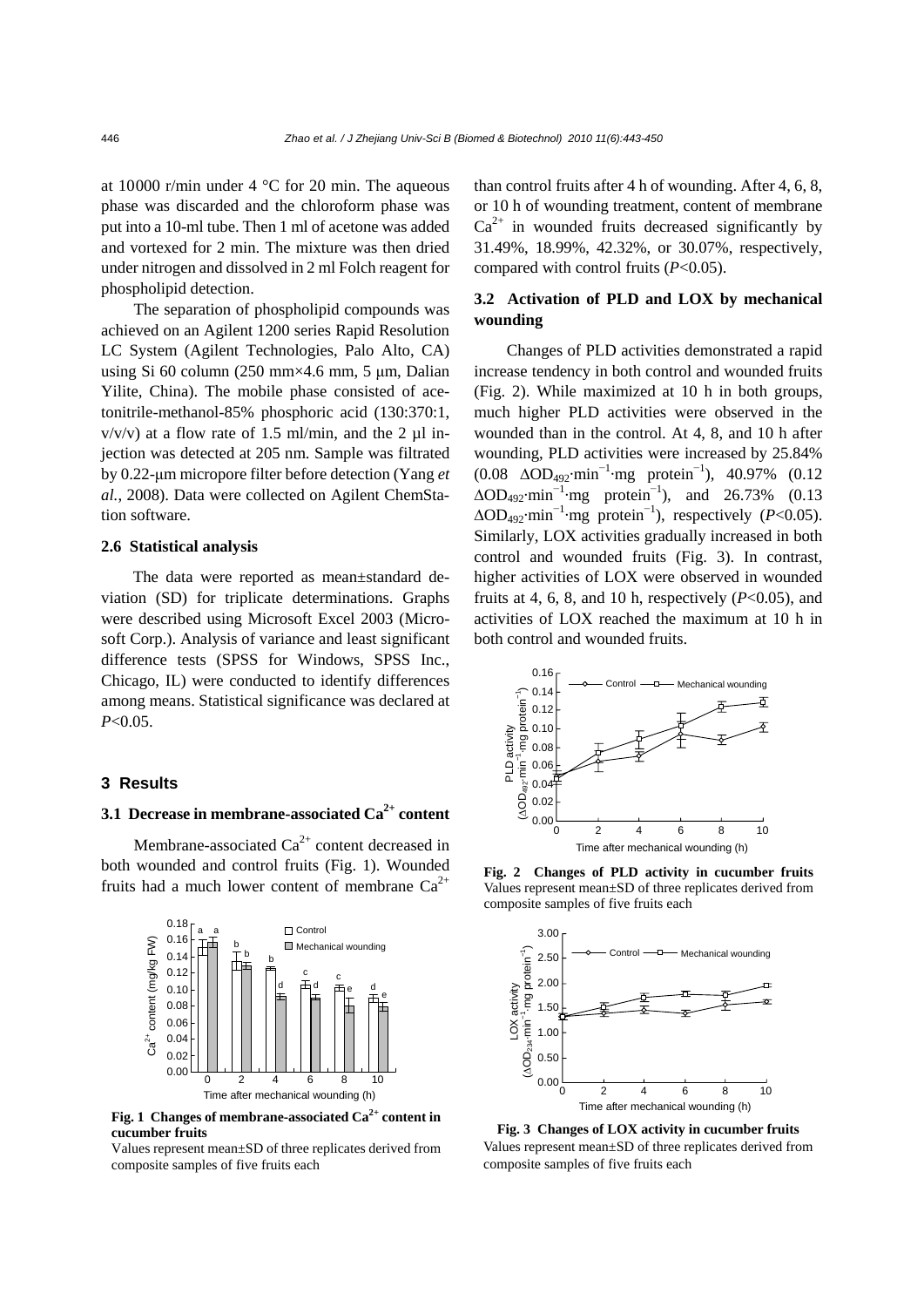at 10000 r/min under 4 °C for 20 min. The aqueous phase was discarded and the chloroform phase was put into a 10-ml tube. Then 1 ml of acetone was added and vortexed for 2 min. The mixture was then dried under nitrogen and dissolved in 2 ml Folch reagent for phospholipid detection.

The separation of phospholipid compounds was achieved on an Agilent 1200 series Rapid Resolution LC System (Agilent Technologies, Palo Alto, CA) using Si 60 column (250 mm×4.6 mm, 5 μm, Dalian Yilite, China). The mobile phase consisted of acetonitrile-methanol-85% phosphoric acid (130:370:1, v/v/v) at a flow rate of 1.5 ml/min, and the 2 μl injection was detected at 205 nm. Sample was filtrated by 0.22-μm micropore filter before detection (Yang *et al.*, 2008). Data were collected on Agilent ChemStation software.

### 2.6 Statistical analysis

The data were reported as mean±standard deviation (SD) for triplicate determinations. Graphs were described using Microsoft Excel 2003 (Microsoft Corp.). Analysis of variance and least significant difference tests (SPSS for Windows, SPSS Inc., Chicago, IL) were conducted to identify differences among means. Statistical significance was declared at $P<0.05$.

## 3 Results

### 3.1 Decrease in membrane-associated $Ca^{2+}$ content

Membrane-associated $Ca^{2+}$ content decreased in both wounded and control fruits (Fig. 1). Wounded fruits had a much lower content of membrane $Ca^{2+}$ than control fruits after 4 h of wounding. After 4, 6, 8, or 10 h of wounding treatment, content of membrane $Ca^{2+}$ in wounded fruits decreased significantly by 31.49%, 18.99%, 42.32%, or 30.07%, respectively, compared with control fruits ($P<0.05$).

**Fig. 1 Changes of membrane-associated $Ca^{2+}$ content in cucumber fruits**
Values represent mean±SD of three replicates derived from composite samples of five fruits each

### 3.2 Activation of PLD and LOX by mechanical wounding

Changes of PLD activities demonstrated a rapid increase tendency in both control and wounded fruits (Fig. 2). While maximized at 10 h in both groups, much higher PLD activities were observed in the wounded than in the control. At 4, 8, and 10 h after wounding, PLD activities were increased by 25.84% (0.08 $\Delta OD_{492}\cdot min^{-1}\cdot mg\ protein^{-1}$), 40.97% (0.12 $\Delta OD_{492}\cdot min^{-1}\cdot mg\ protein^{-1}$), and 26.73% (0.13 $\Delta OD_{492}\cdot min^{-1}\cdot mg\ protein^{-1}$), respectively ($P<0.05$). Similarly, LOX activities gradually increased in both control and wounded fruits (Fig. 3). In contrast, higher activities of LOX were observed in wounded fruits at 4, 6, 8, and 10 h, respectively ($P<0.05$), and activities of LOX reached the maximum at 10 h in both control and wounded fruits.

**Fig. 2 Changes of PLD activity in cucumber fruits**
Values represent mean±SD of three replicates derived from composite samples of five fruits each

**Fig. 3 Changes of LOX activity in cucumber fruits**
Values represent mean±SD of three replicates derived from composite samples of five fruits each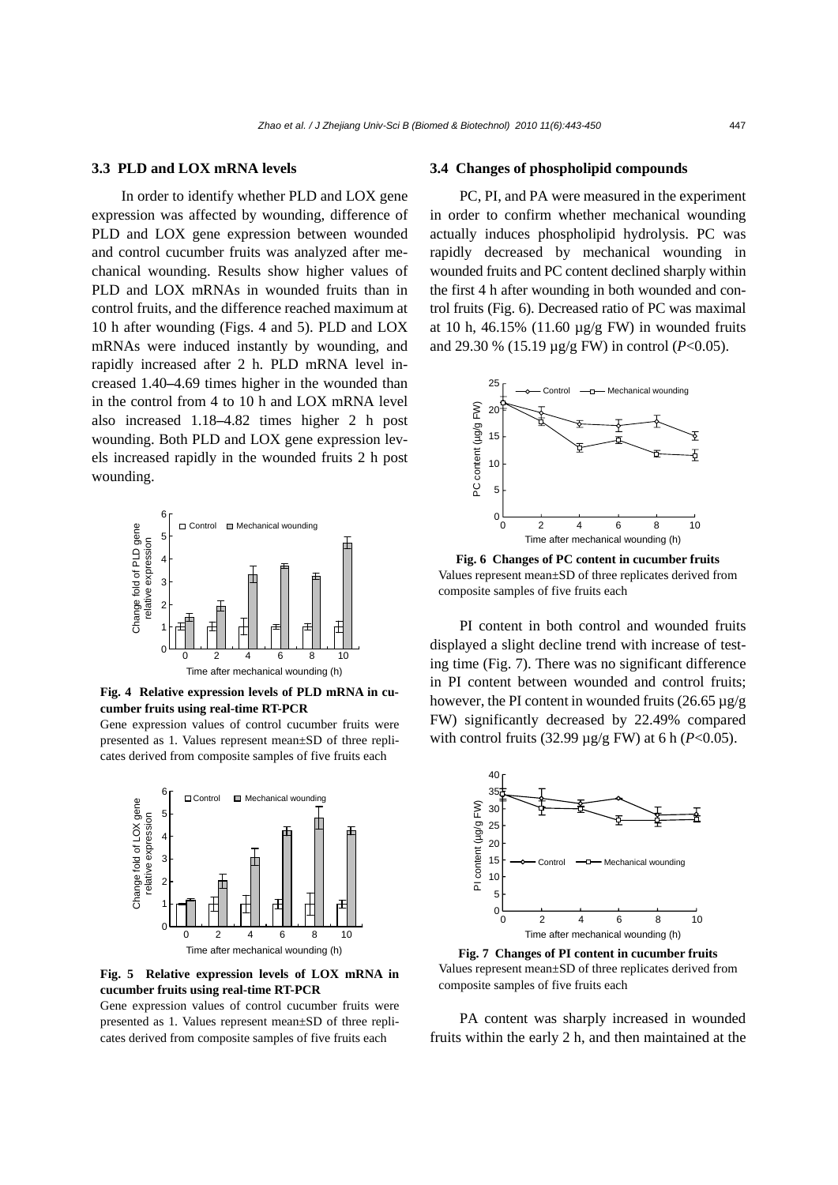### 3.3 PLD and LOX mRNA levels

In order to identify whether PLD and LOX gene expression was affected by wounding, difference of PLD and LOX gene expression between wounded and control cucumber fruits was analyzed after mechanical wounding. Results show higher values of PLD and LOX mRNAs in wounded fruits than in control fruits, and the difference reached maximum at 10 h after wounding (Figs. 4 and 5). PLD and LOX mRNAs were induced instantly by wounding, and rapidly increased after 2 h. PLD mRNA level increased 1.40–4.69 times higher in the wounded than in the control from 4 to 10 h and LOX mRNA level also increased 1.18–4.82 times higher 2 h post wounding. Both PLD and LOX gene expression levels increased rapidly in the wounded fruits 2 h post wounding.

**Fig. 4 Relative expression levels of PLD mRNA in cucumber fruits using real-time RT-PCR**

Gene expression values of control cucumber fruits were presented as 1. Values represent mean±SD of three replicates derived from composite samples of five fruits each

**Fig. 5 Relative expression levels of LOX mRNA in cucumber fruits using real-time RT-PCR**

Gene expression values of control cucumber fruits were presented as 1. Values represent mean±SD of three replicates derived from composite samples of five fruits each

### 3.4 Changes of phospholipid compounds

PC, PI, and PA were measured in the experiment in order to confirm whether mechanical wounding actually induces phospholipid hydrolysis. PC was rapidly decreased by mechanical wounding in wounded fruits and PC content declined sharply within the first 4 h after wounding in both wounded and control fruits (Fig. 6). Decreased ratio of PC was maximal at 10 h, 46.15% (11.60 µg/g FW) in wounded fruits and 29.30 % (15.19 µg/g FW) in control ($P<0.05$).

**Fig. 6 Changes of PC content in cucumber fruits**

Values represent mean±SD of three replicates derived from composite samples of five fruits each

PI content in both control and wounded fruits displayed a slight decline trend with increase of testing time (Fig. 7). There was no significant difference in PI content between wounded and control fruits; however, the PI content in wounded fruits (26.65 µg/g FW) significantly decreased by 22.49% compared with control fruits (32.99 µg/g FW) at 6 h ($P<0.05$).

**Fig. 7 Changes of PI content in cucumber fruits**

Values represent mean±SD of three replicates derived from composite samples of five fruits each

PA content was sharply increased in wounded fruits within the early 2 h, and then maintained at the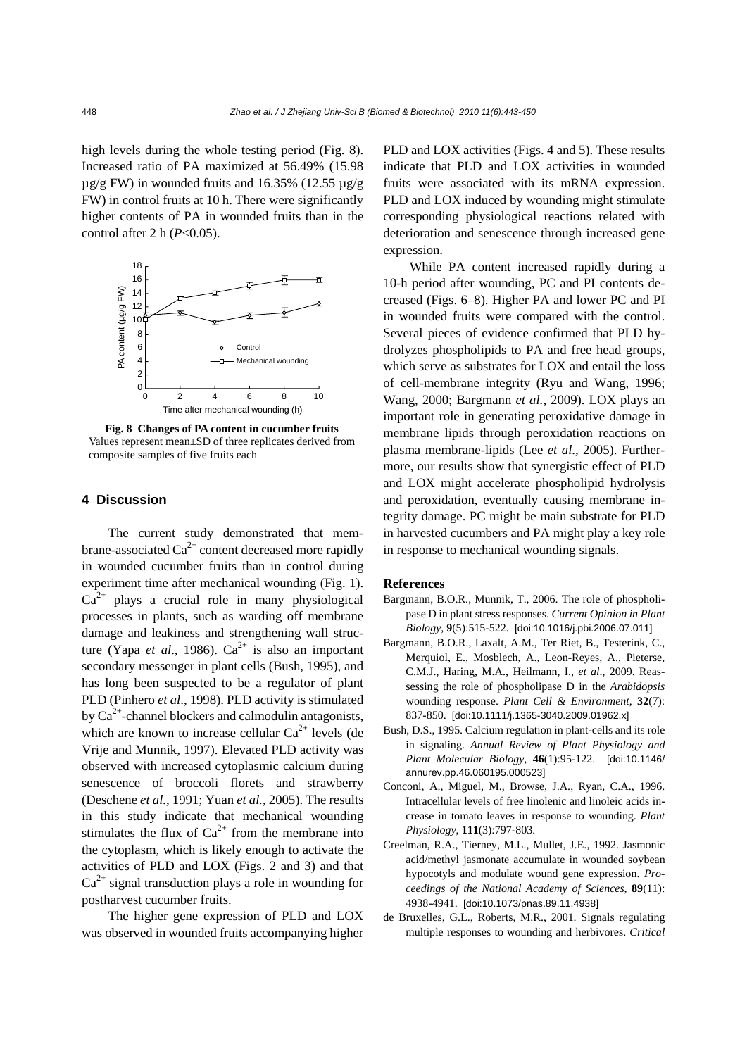high levels during the whole testing period (Fig. 8). Increased ratio of PA maximized at 56.49% (15.98 μg/g FW) in wounded fruits and 16.35% (12.55 μg/g FW) in control fruits at 10 h. There were significantly higher contents of PA in wounded fruits than in the control after 2 h ($P<0.05$).

**Fig. 8 Changes of PA content in cucumber fruits**
Values represent mean±SD of three replicates derived from composite samples of five fruits each

## 4 Discussion

The current study demonstrated that membrane-associated $Ca^{2+}$ content decreased more rapidly in wounded cucumber fruits than in control during experiment time after mechanical wounding (Fig. 1). $Ca^{2+}$ plays a crucial role in many physiological processes in plants, such as warding off membrane damage and leakiness and strengthening wall structure (Yapa *et al*., 1986). $Ca^{2+}$ is also an important secondary messenger in plant cells (Bush, 1995), and has long been suspected to be a regulator of plant PLD (Pinhero *et al*., 1998). PLD activity is stimulated by $Ca^{2+}$-channel blockers and calmodulin antagonists, which are known to increase cellular $Ca^{2+}$ levels (de Vrije and Munnik, 1997). Elevated PLD activity was observed with increased cytoplasmic calcium during senescence of broccoli florets and strawberry (Deschene *et al.*, 1991; Yuan *et al.*, 2005). The results in this study indicate that mechanical wounding stimulates the flux of $Ca^{2+}$ from the membrane into the cytoplasm, which is likely enough to activate the activities of PLD and LOX (Figs. 2 and 3) and that $Ca^{2+}$ signal transduction plays a role in wounding for postharvest cucumber fruits.

The higher gene expression of PLD and LOX was observed in wounded fruits accompanying higher PLD and LOX activities (Figs. 4 and 5). These results indicate that PLD and LOX activities in wounded fruits were associated with its mRNA expression. PLD and LOX induced by wounding might stimulate corresponding physiological reactions related with deterioration and senescence through increased gene expression.

While PA content increased rapidly during a 10-h period after wounding, PC and PI contents decreased (Figs. 6–8). Higher PA and lower PC and PI in wounded fruits were compared with the control. Several pieces of evidence confirmed that PLD hydrolyzes phospholipids to PA and free head groups, which serve as substrates for LOX and entail the loss of cell-membrane integrity (Ryu and Wang, 1996; Wang, 2000; Bargmann *et al.*, 2009). LOX plays an important role in generating peroxidative damage in membrane lipids through peroxidation reactions on plasma membrane-lipids (Lee *et al*., 2005). Furthermore, our results show that synergistic effect of PLD and LOX might accelerate phospholipid hydrolysis and peroxidation, eventually causing membrane integrity damage. PC might be main substrate for PLD in harvested cucumbers and PA might play a key role in response to mechanical wounding signals.

## References

Bargmann, B.O.R., Munnik, T., 2006. The role of phospholipase D in plant stress responses. *Current Opinion in Plant Biology*, **9**(5):515-522. [doi:10.1016/j.pbi.2006.07.011]

Bargmann, B.O.R., Laxalt, A.M., Ter Riet, B., Testerink, C., Merquiol, E., Mosblech, A., Leon-Reyes, A., Pieterse, C.M.J., Haring, M.A., Heilmann, I., *et al*., 2009. Reassessing the role of phospholipase D in the *Arabidopsis* wounding response. *Plant Cell & Environment*, **32**(7): 837-850. [doi:10.1111/j.1365-3040.2009.01962.x]

Bush, D.S., 1995. Calcium regulation in plant-cells and its role in signaling. *Annual Review of Plant Physiology and Plant Molecular Biology*, **46**(1):95-122. [doi:10.1146/annurev.pp.46.060195.000523]

Conconi, A., Miguel, M., Browse, J.A., Ryan, C.A., 1996. Intracellular levels of free linolenic and linoleic acids increase in tomato leaves in response to wounding. *Plant Physiology*, **111**(3):797-803.

Creelman, R.A., Tierney, M.L., Mullet, J.E., 1992. Jasmonic acid/methyl jasmonate accumulate in wounded soybean hypocotyls and modulate wound gene expression. *Proceedings of the National Academy of Sciences*, **89**(11): 4938-4941. [doi:10.1073/pnas.89.11.4938]

de Bruxelles, G.L., Roberts, M.R., 2001. Signals regulating multiple responses to wounding and herbivores. *Critical*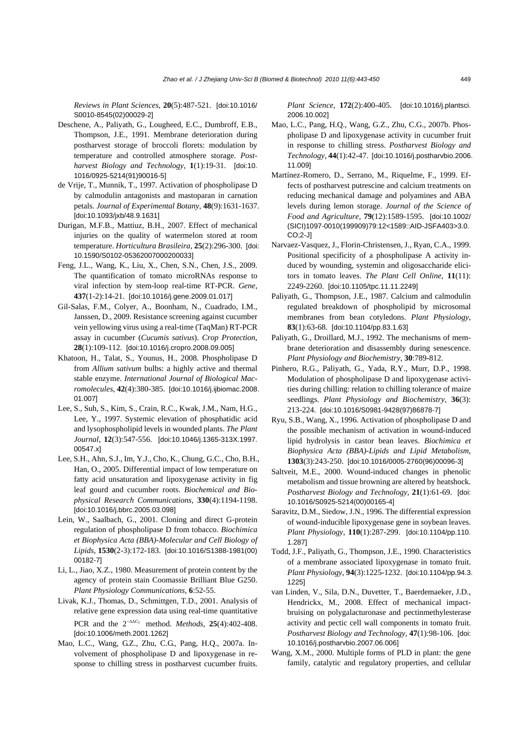*Reviews in Plant Sciences*, **20**(5):487-521. [doi:10.1016/S0010-8545(02)00029-2]

Deschene, A., Paliyath, G., Lougheed, E.C., Dumbroff, E.B., Thompson, J.E., 1991. Membrane deterioration during postharvest storage of broccoli florets: modulation by temperature and controlled atmosphere storage. *Postharvest Biology and Technology*, **1**(1):19-31. [doi:10.1016/0925-5214(91)90016-5]

de Vrije, T., Munnik, T., 1997. Activation of phospholipase D by calmodulin antagonists and mastoparan in carnation petals. *Journal of Experimental Botany*, **48**(9):1631-1637. [doi:10.1093/jxb/48.9.1631]

Durigan, M.F.B., Mattiuz, B.H., 2007. Effect of mechanical injuries on the quality of watermelon stored at room temperature. *Horticultura Brasileira*, **25**(2):296-300. [doi:10.1590/S0102-05362007000200033]

Feng, J.L., Wang, K., Liu, X., Chen, S.N., Chen, J.S., 2009. The quantification of tomato microRNAs response to viral infection by stem-loop real-time RT-PCR. *Gene*, **437**(1-2):14-21. [doi:10.1016/j.gene.2009.01.017]

Gil-Salas, F.M., Colyer, A., Boonham, N., Cuadrado, I.M., Janssen, D., 2009. Resistance screening against cucumber vein yellowing virus using a real-time (TaqMan) RT-PCR assay in cucumber (*Cucumis sativus*). *Crop Protection*, **28**(1):109-112. [doi:10.1016/j.cropro.2008.09.005]

Khatoon, H., Talat, S., Younus, H., 2008. Phospholipase D from *Allium sativum* bulbs: a highly active and thermal stable enzyme. *International Journal of Biological Macromolecules*, **42**(4):380-385. [doi:10.1016/j.ijbiomac.2008.01.007]

Lee, S., Suh, S., Kim, S., Crain, R.C., Kwak, J.M., Nam, H.G., Lee, Y., 1997. Systemic elevation of phosphatidic acid and lysophospholipid levels in wounded plants. *The Plant Journal*, **12**(3):547-556. [doi:10.1046/j.1365-313X.1997.00547.x]

Lee, S.H., Ahn, S.J., Im, Y.J., Cho, K., Chung, G.C., Cho, B.H., Han, O., 2005. Differential impact of low temperature on fatty acid unsaturation and lipoxygenase activity in fig leaf gourd and cucumber roots. *Biochemical and Biophysical Research Communications*, **330**(4):1194-1198. [doi:10.1016/j.bbrc.2005.03.098]

Lein, W., Saalbach, G., 2001. Cloning and direct G-protein regulation of phospholipase D from tobacco. *Biochimica et Biophysica Acta (BBA)-Molecular and Cell Biology of Lipids*, **1530**(2-3):172-183. [doi:10.1016/S1388-1981(00)00182-7]

Li, L., Jiao, X.Z., 1980. Measurement of protein content by the agency of protein stain Coomassie Brilliant Blue G250. *Plant Physiology Communications*, **6**:52-55.

Livak, K.J., Thomas, D., Schmittgen, T.D., 2001. Analysis of relative gene expression data using real-time quantitative PCR and the $2^{-\Delta\Delta C_T}$ method. *Methods*, **25**(4):402-408. [doi:10.1006/meth.2001.1262]

Mao, L.C., Wang, G.Z., Zhu, C.G., Pang, H.Q., 2007a. Involvement of phospholipase D and lipoxygenase in response to chilling stress in postharvest cucumber fruits. *Plant Science*, **172**(2):400-405. [doi:10.1016/j.plantsci.2006.10.002]

Mao, L.C., Pang, H.Q., Wang, G.Z., Zhu, C.G., 2007b. Phospholipase D and lipoxygenase activity in cucumber fruit in response to chilling stress. *Postharvest Biology and Technology*, **44**(1):42-47. [doi:10.1016/j.postharvbio.2006.11.009]

Martínez-Romero, D., Serrano, M., Riquelme, F., 1999. Effects of postharvest putrescine and calcium treatments on reducing mechanical damage and polyamines and ABA levels during lemon storage. *Journal of the Science of Food and Agriculture*, **79**(12):1589-1595. [doi:10.1002/(SICI)1097-0010(199909)79:12<1589::AID-JSFA403>3.0.CO;2-J]

Narvaez-Vasquez, J., Florin-Christensen, J., Ryan, C.A., 1999. Positional specificity of a phospholipase A activity induced by wounding, systemin and oligosaccharide elicitors in tomato leaves. *The Plant Cell Online*, **11**(11):2249-2260. [doi:10.1105/tpc.11.11.2249]

Paliyath, G., Thompson, J.E., 1987. Calcium and calmodulin regulated breakdown of phospholipid by microsomal membranes from bean cotyledons. *Plant Physiology*, **83**(1):63-68. [doi:10.1104/pp.83.1.63]

Paliyath, G., Droillard, M.J., 1992. The mechanisms of membrane deterioration and disassembly during senescence. *Plant Physiology and Biochemistry*, **30**:789-812.

Pinhero, R.G., Paliyath, G., Yada, R.Y., Murr, D.P., 1998. Modulation of phospholipase D and lipoxygenase activities during chilling: relation to chilling tolerance of maize seedlings. *Plant Physiology and Biochemistry*, **36**(3):213-224. [doi:10.1016/S0981-9428(97)86878-7]

Ryu, S.B., Wang, X., 1996. Activation of phospholipase D and the possible mechanism of activation in wound-induced lipid hydrolysis in castor bean leaves. *Biochimica et Biophysica Acta (BBA)-Lipids and Lipid Metabolism*, **1303**(3):243-250. [doi:10.1016/0005-2760(96)00096-3]

Saltveit, M.E., 2000. Wound-induced changes in phenolic metabolism and tissue browning are altered by heatshock. *Postharvest Biology and Technology*, **21**(1):61-69. [doi:10.1016/S0925-5214(00)00165-4]

Saravitz, D.M., Siedow, J.N., 1996. The differential expression of wound-inducible lipoxygenase gene in soybean leaves. *Plant Physiology*, **110**(1):287-299. [doi:10.1104/pp.110.1.287]

Todd, J.F., Paliyath, G., Thompson, J.E., 1990. Characteristics of a membrane associated lipoxygenase in tomato fruit. *Plant Physiology*, **94**(3):1225-1232. [doi:10.1104/pp.94.3.1225]

van Linden, V., Sila, D.N., Duvetter, T., Baerdemaeker, J.D., Hendrickx, M., 2008. Effect of mechanical impact-bruising on polygalacturonase and pectinmethylesterase activity and pectic cell wall components in tomato fruit. *Postharvest Biology and Technology*, **47**(1):98-106. [doi:10.1016/j.postharvbio.2007.06.006]

Wang, X.M., 2000. Multiple forms of PLD in plant: the gene family, catalytic and regulatory properties, and cellular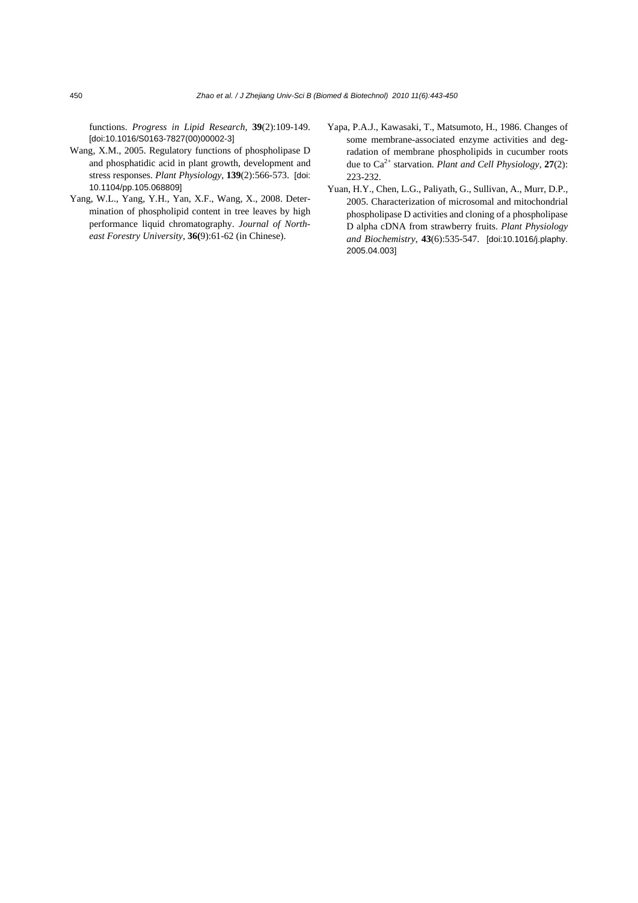functions. *Progress in Lipid Research*, **39**(2):109-149. [doi:10.1016/S0163-7827(00)00002-3]

Wang, X.M., 2005. Regulatory functions of phospholipase D and phosphatidic acid in plant growth, development and stress responses. *Plant Physiology*, **139**(2):566-573. [doi:10.1104/pp.105.068809]

Yang, W.L., Yang, Y.H., Yan, X.F., Wang, X., 2008. Determination of phospholipid content in tree leaves by high performance liquid chromatography. *Journal of Northeast Forestry University*, **36(**9):61-62 (in Chinese).

Yapa, P.A.J., Kawasaki, T., Matsumoto, H., 1986. Changes of some membrane-associated enzyme activities and degradation of membrane phospholipids in cucumber roots due to $Ca^{2+}$ starvation. *Plant and Cell Physiology*, **27**(2):223-232.

Yuan, H.Y., Chen, L.G., Paliyath, G., Sullivan, A., Murr, D.P., 2005. Characterization of microsomal and mitochondrial phospholipase D activities and cloning of a phospholipase D alpha cDNA from strawberry fruits. *Plant Physiology and Biochemistry*, **43**(6):535-547. [doi:10.1016/j.plaphy.2005.04.003]